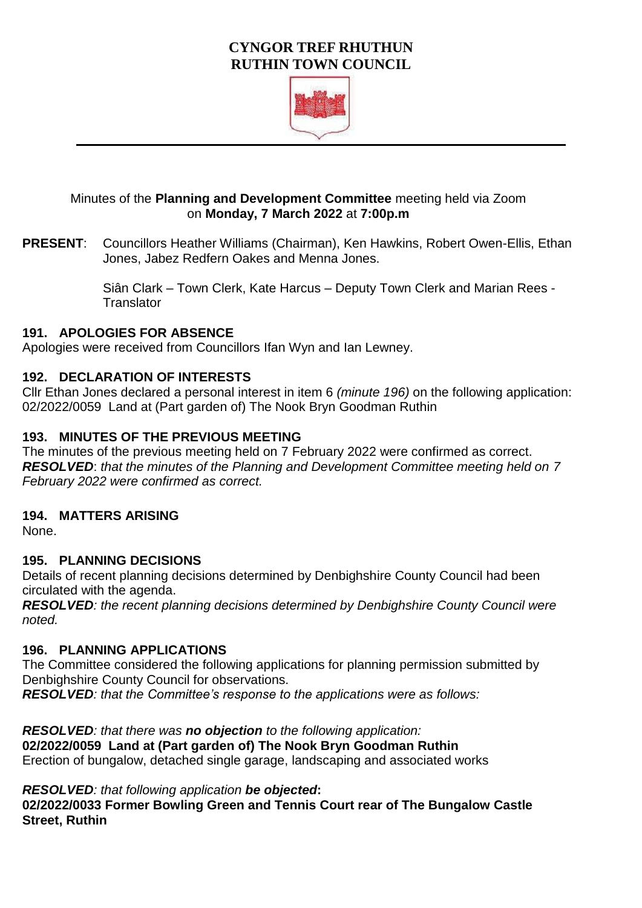# CYNGOR TREF RHUTHUN
# RUTHIN TOWN COUNCIL

Minutes of the **Planning and Development Committee** meeting held via Zoom on **Monday, 7 March 2022** at **7:00p.m**

**PRESENT**: Councillors Heather Williams (Chairman), Ken Hawkins, Robert Owen-Ellis, Ethan Jones, Jabez Redfern Oakes and Menna Jones.

Siân Clark – Town Clerk, Kate Harcus – Deputy Town Clerk and Marian Rees - Translator

### 191. APOLOGIES FOR ABSENCE

Apologies were received from Councillors Ifan Wyn and Ian Lewney.

### 192. DECLARATION OF INTERESTS

Cllr Ethan Jones declared a personal interest in item 6 *(minute 196)* on the following application: 02/2022/0059 Land at (Part garden of) The Nook Bryn Goodman Ruthin

### 193. MINUTES OF THE PREVIOUS MEETING

The minutes of the previous meeting held on 7 February 2022 were confirmed as correct.
***RESOLVED***: *that the minutes of the Planning and Development Committee meeting held on 7 February 2022 were confirmed as correct.*

### 194. MATTERS ARISING

None.

### 195. PLANNING DECISIONS

Details of recent planning decisions determined by Denbighshire County Council had been circulated with the agenda.
***RESOLVED***: *the recent planning decisions determined by Denbighshire County Council were noted.*

### 196. PLANNING APPLICATIONS

The Committee considered the following applications for planning permission submitted by Denbighshire County Council for observations.
***RESOLVED***: *that the Committee's response to the applications were as follows:*

***RESOLVED***: *that there was **no objection** to the following application:*
**02/2022/0059 Land at (Part garden of) The Nook Bryn Goodman Ruthin**
Erection of bungalow, detached single garage, landscaping and associated works

***RESOLVED***: *that following application **be objected**:*
**02/2022/0033 Former Bowling Green and Tennis Court rear of The Bungalow Castle Street, Ruthin**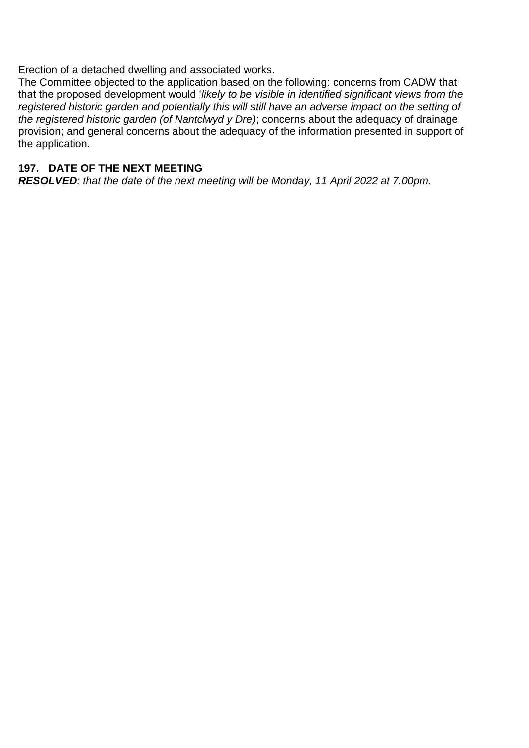Erection of a detached dwelling and associated works.
The Committee objected to the application based on the following: concerns from CADW that that the proposed development would '*likely to be visible in identified significant views from the registered historic garden and potentially this will still have an adverse impact on the setting of the registered historic garden (of Nantclwyd y Dre)*; concerns about the adequacy of drainage provision; and general concerns about the adequacy of the information presented in support of the application.

**197. DATE OF THE NEXT MEETING**

***RESOLVED****: that the date of the next meeting will be Monday, 11 April 2022 at 7.00pm.*